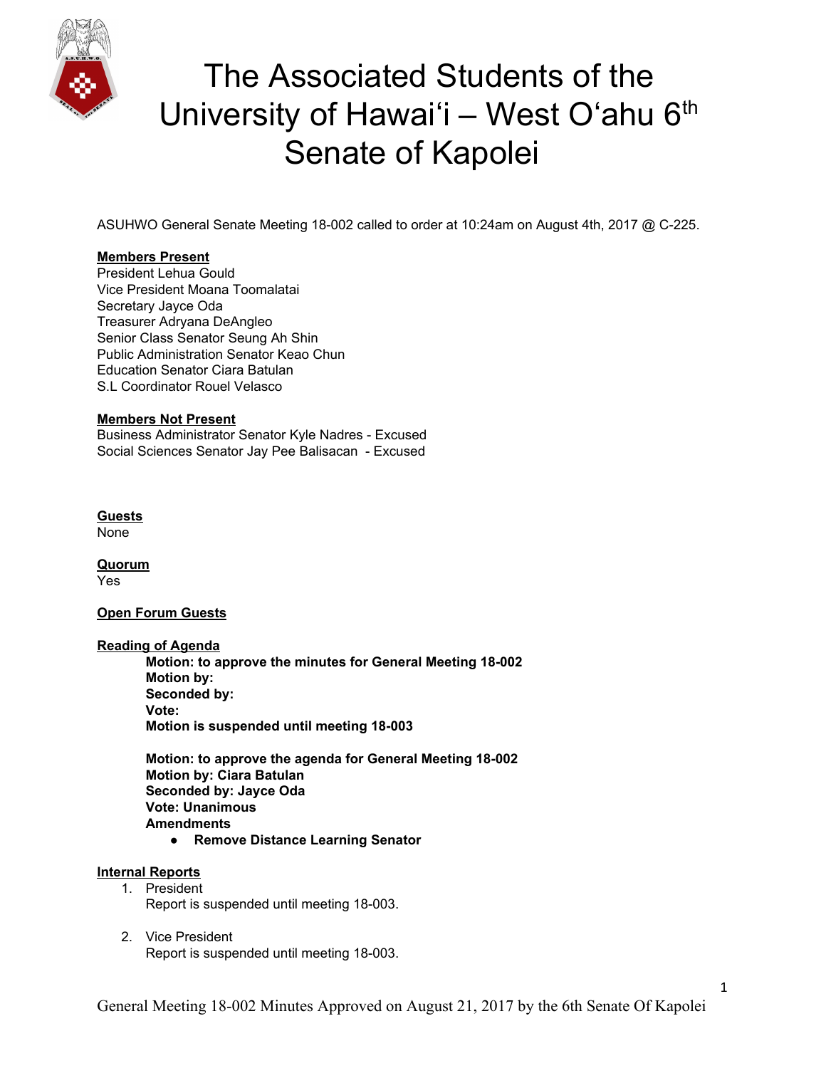# The Associated Students of the University of Hawaiʻi – West Oʻahu 6th Senate of Kapolei

ASUHWO General Senate Meeting 18-002 called to order at 10:24am on August 4th, 2017 @ C-225.

**Members Present**
President Lehua Gould
Vice President Moana Toomalatai
Secretary Jayce Oda
Treasurer Adryana DeAngleo
Senior Class Senator Seung Ah Shin
Public Administration Senator Keao Chun
Education Senator Ciara Batulan
S.L Coordinator Rouel Velasco

**Members Not Present**
Business Administrator Senator Kyle Nadres - Excused
Social Sciences Senator Jay Pee Balisacan - Excused

**Guests**
None

**Quorum**
Yes

**Open Forum Guests**

**Reading of Agenda**

> **Motion: to approve the minutes for General Meeting 18-002**
> **Motion by:**
> **Seconded by:**
> **Vote:**
> **Motion is suspended until meeting 18-003**
>
> **Motion: to approve the agenda for General Meeting 18-002**
> **Motion by: Ciara Batulan**
> **Seconded by: Jayce Oda**
> **Vote: Unanimous**
> **Amendments**
> - **Remove Distance Learning Senator**

**Internal Reports**

1. President
   Report is suspended until meeting 18-003.

2. Vice President
   Report is suspended until meeting 18-003.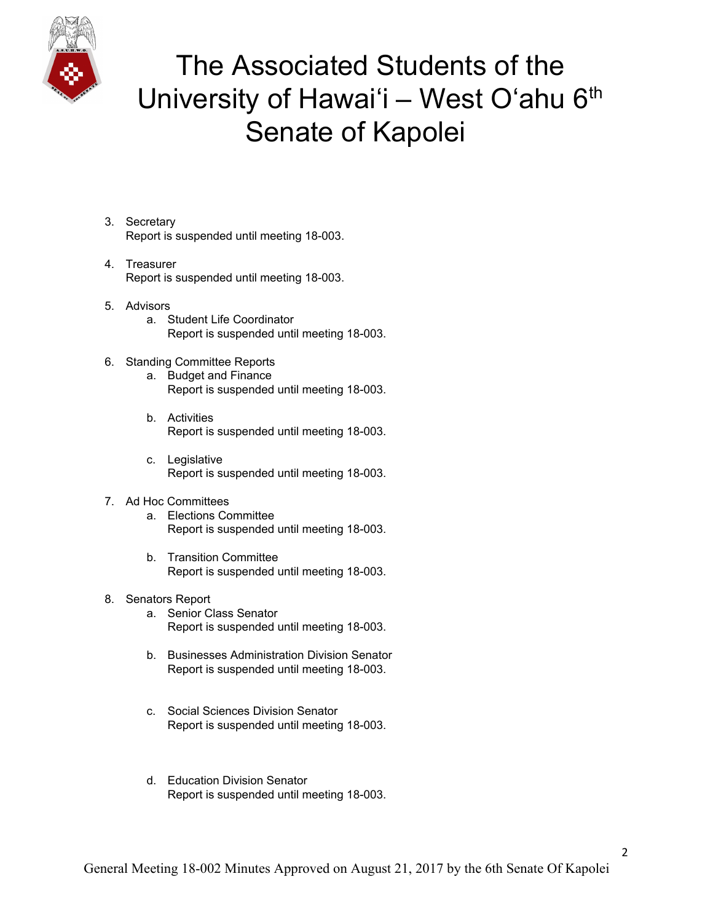3. Secretary
   Report is suspended until meeting 18-003.

4. Treasurer
   Report is suspended until meeting 18-003.

5. Advisors
   a. Student Life Coordinator
      Report is suspended until meeting 18-003.

6. Standing Committee Reports
   a. Budget and Finance
      Report is suspended until meeting 18-003.

   b. Activities
      Report is suspended until meeting 18-003.

   c. Legislative
      Report is suspended until meeting 18-003.

7. Ad Hoc Committees
   a. Elections Committee
      Report is suspended until meeting 18-003.

   b. Transition Committee
      Report is suspended until meeting 18-003.

8. Senators Report
   a. Senior Class Senator
      Report is suspended until meeting 18-003.

   b. Businesses Administration Division Senator
      Report is suspended until meeting 18-003.

   c. Social Sciences Division Senator
      Report is suspended until meeting 18-003.

   d. Education Division Senator
      Report is suspended until meeting 18-003.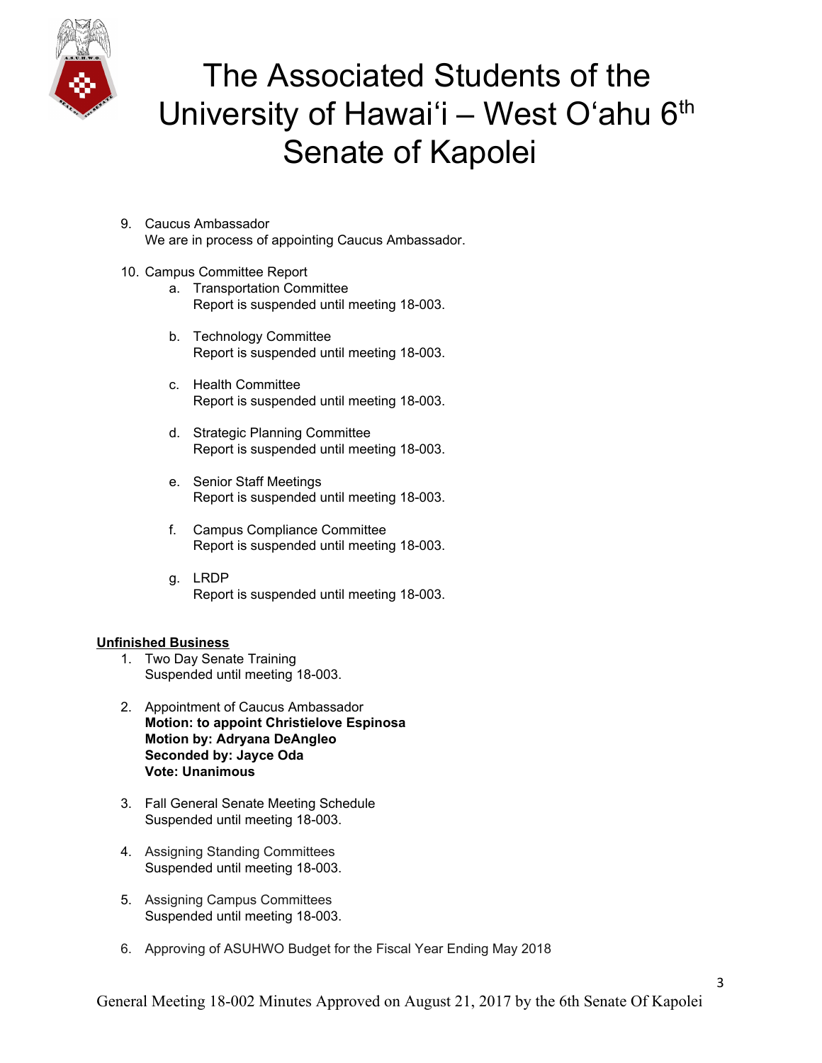9. Caucus Ambassador
   We are in process of appointing Caucus Ambassador.

10. Campus Committee Report
    a. Transportation Committee
       Report is suspended until meeting 18-003.

    b. Technology Committee
       Report is suspended until meeting 18-003.

    c. Health Committee
       Report is suspended until meeting 18-003.

    d. Strategic Planning Committee
       Report is suspended until meeting 18-003.

    e. Senior Staff Meetings
       Report is suspended until meeting 18-003.

    f. Campus Compliance Committee
       Report is suspended until meeting 18-003.

    g. LRDP
       Report is suspended until meeting 18-003.

**<u>Unfinished Business</u>**

1. Two Day Senate Training
   Suspended until meeting 18-003.

2. Appointment of Caucus Ambassador
   **Motion: to appoint Christielove Espinosa**
   **Motion by: Adryana DeAngleo**
   **Seconded by: Jayce Oda**
   **Vote: Unanimous**

3. Fall General Senate Meeting Schedule
   Suspended until meeting 18-003.

4. Assigning Standing Committees
   Suspended until meeting 18-003.

5. Assigning Campus Committees
   Suspended until meeting 18-003.

6. Approving of ASUHWO Budget for the Fiscal Year Ending May 2018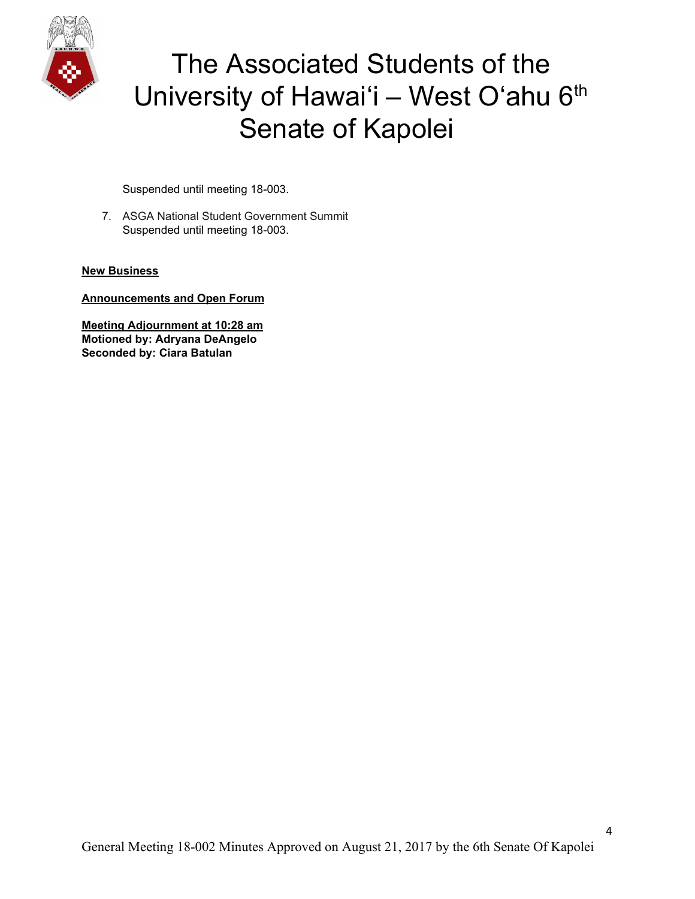Suspended until meeting 18-003.

7. ASGA National Student Government Summit
   Suspended until meeting 18-003.

**New Business**

**Announcements and Open Forum**

**Meeting Adjournment at 10:28 am**
**Motioned by: Adryana DeAngelo**
**Seconded by: Ciara Batulan**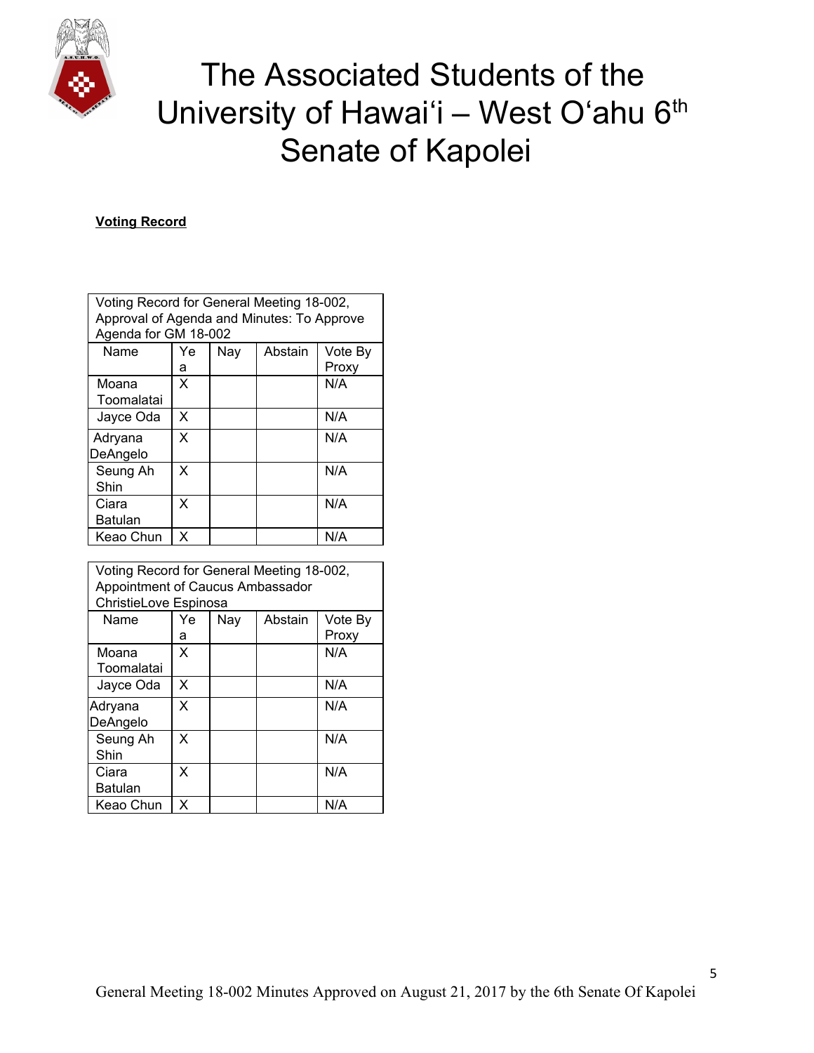# The Associated Students of the University of Hawaiʻi – West Oʻahu 6th Senate of Kapolei

**Voting Record**

| Voting Record for General Meeting 18-002, Approval of Agenda and Minutes: To Approve Agenda for GM 18-002 | | | | |
|---|---|---|---|---|
| Name | Yea | Nay | Abstain | Vote By Proxy |
| Moana Toomalatai | X | | | N/A |
| Jayce Oda | X | | | N/A |
| Adryana DeAngelo | X | | | N/A |
| Seung Ah Shin | X | | | N/A |
| Ciara Batulan | X | | | N/A |
| Keao Chun | X | | | N/A |

| Voting Record for General Meeting 18-002, Appointment of Caucus Ambassador ChristieLove Espinosa | | | | |
|---|---|---|---|---|
| Name | Yea | Nay | Abstain | Vote By Proxy |
| Moana Toomalatai | X | | | N/A |
| Jayce Oda | X | | | N/A |
| Adryana DeAngelo | X | | | N/A |
| Seung Ah Shin | X | | | N/A |
| Ciara Batulan | X | | | N/A |
| Keao Chun | X | | | N/A |